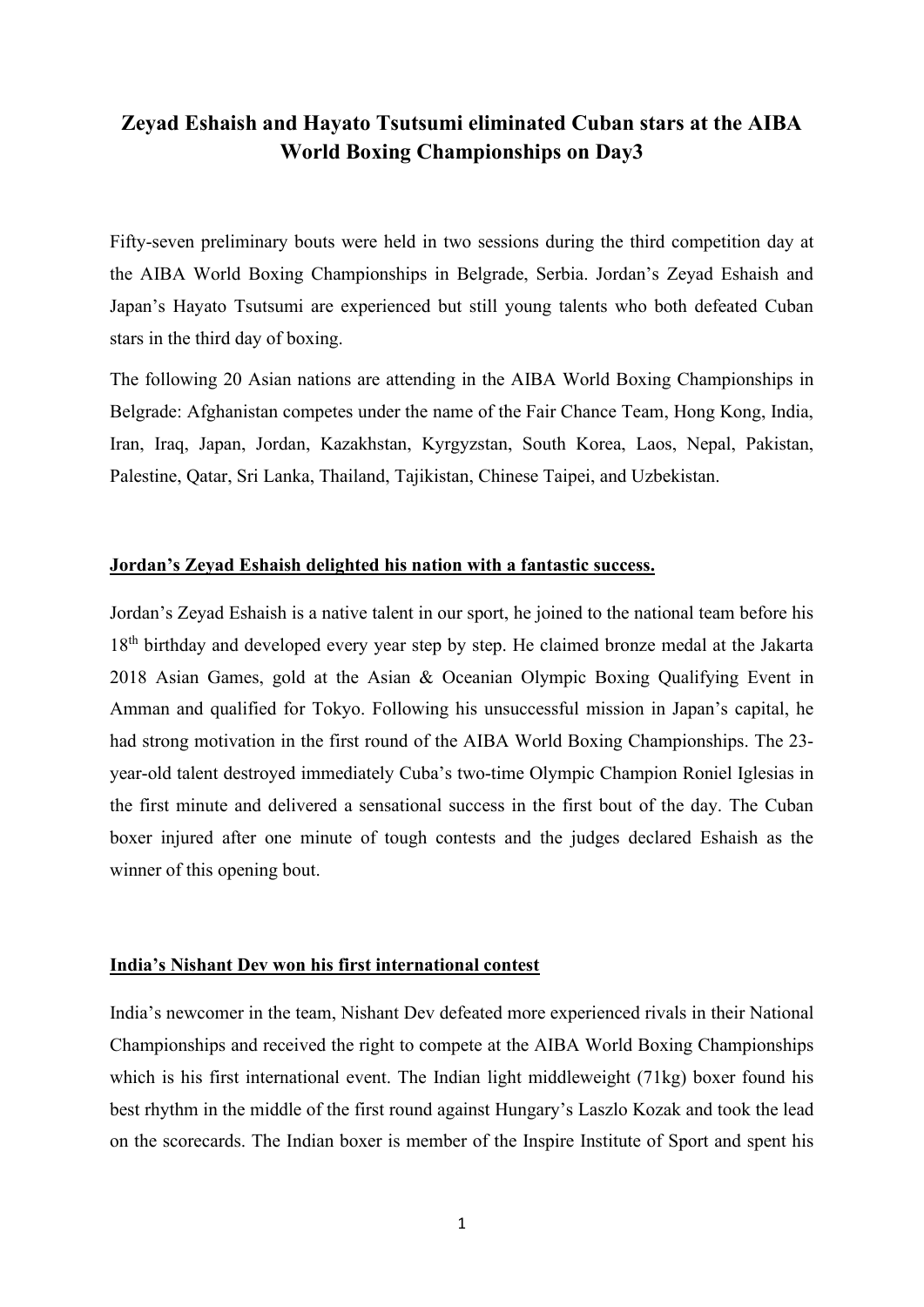# Zeyad Eshaish and Hayato Tsutsumi eliminated Cuban stars at the AIBA World Boxing Championships on Day3

Fifty-seven preliminary bouts were held in two sessions during the third competition day at the AIBA World Boxing Championships in Belgrade, Serbia. Jordan's Zeyad Eshaish and Japan's Hayato Tsutsumi are experienced but still young talents who both defeated Cuban stars in the third day of boxing.

The following 20 Asian nations are attending in the AIBA World Boxing Championships in Belgrade: Afghanistan competes under the name of the Fair Chance Team, Hong Kong, India, Iran, Iraq, Japan, Jordan, Kazakhstan, Kyrgyzstan, South Korea, Laos, Nepal, Pakistan, Palestine, Qatar, Sri Lanka, Thailand, Tajikistan, Chinese Taipei, and Uzbekistan.

## Jordan's Zeyad Eshaish delighted his nation with a fantastic success.

Jordan's Zeyad Eshaish is a native talent in our sport, he joined to the national team before his 18th birthday and developed every year step by step. He claimed bronze medal at the Jakarta 2018 Asian Games, gold at the Asian & Oceanian Olympic Boxing Qualifying Event in Amman and qualified for Tokyo. Following his unsuccessful mission in Japan's capital, he had strong motivation in the first round of the AIBA World Boxing Championships. The 23-year-old talent destroyed immediately Cuba's two-time Olympic Champion Roniel Iglesias in the first minute and delivered a sensational success in the first bout of the day. The Cuban boxer injured after one minute of tough contests and the judges declared Eshaish as the winner of this opening bout.

## India's Nishant Dev won his first international contest

India's newcomer in the team, Nishant Dev defeated more experienced rivals in their National Championships and received the right to compete at the AIBA World Boxing Championships which is his first international event. The Indian light middleweight (71kg) boxer found his best rhythm in the middle of the first round against Hungary's Laszlo Kozak and took the lead on the scorecards. The Indian boxer is member of the Inspire Institute of Sport and spent his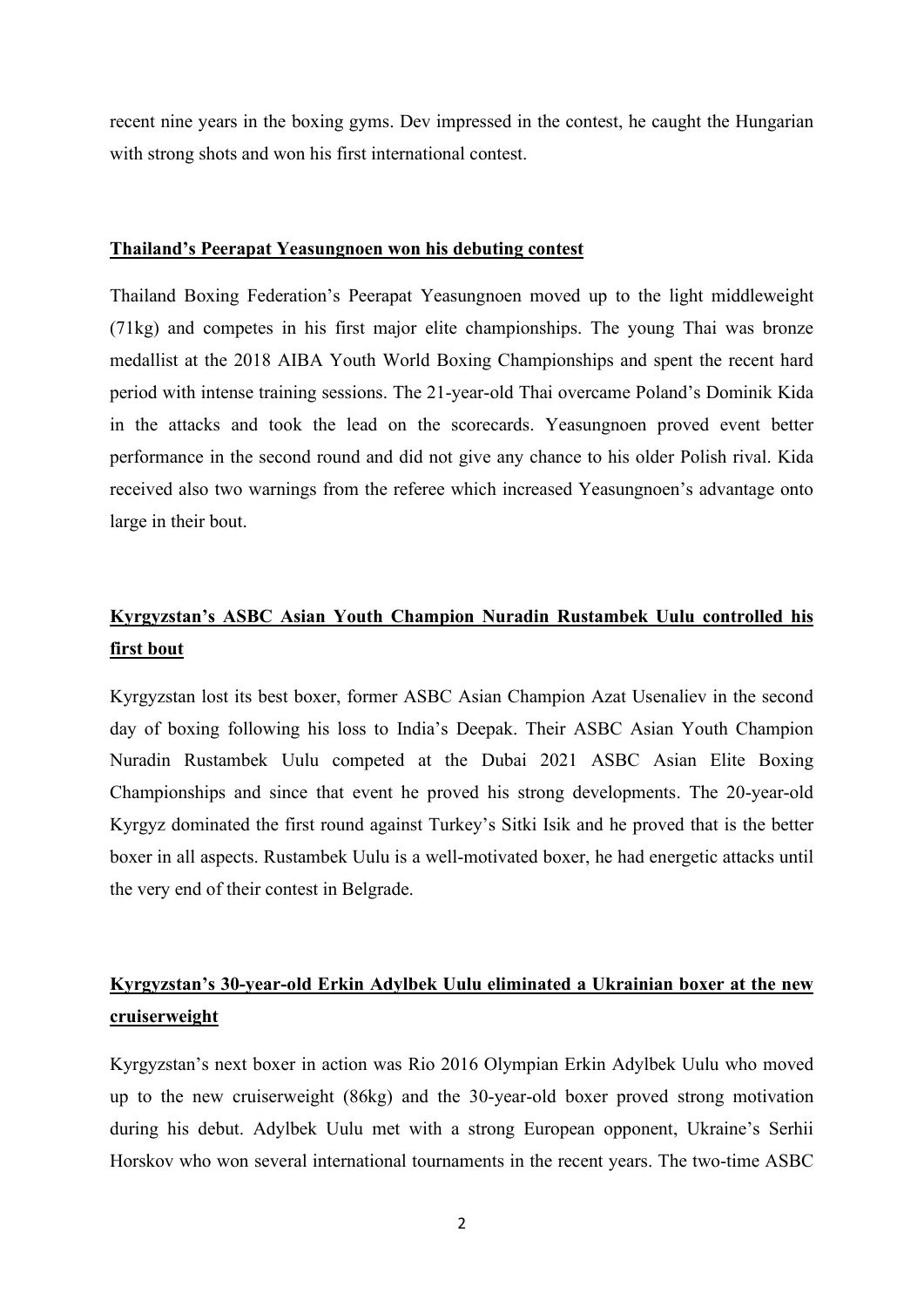recent nine years in the boxing gyms. Dev impressed in the contest, he caught the Hungarian with strong shots and won his first international contest.

**Thailand's Peerapat Yeasungnoen won his debuting contest**

Thailand Boxing Federation's Peerapat Yeasungnoen moved up to the light middleweight (71kg) and competes in his first major elite championships. The young Thai was bronze medallist at the 2018 AIBA Youth World Boxing Championships and spent the recent hard period with intense training sessions. The 21-year-old Thai overcame Poland's Dominik Kida in the attacks and took the lead on the scorecards. Yeasungnoen proved event better performance in the second round and did not give any chance to his older Polish rival. Kida received also two warnings from the referee which increased Yeasungnoen's advantage onto large in their bout.

**Kyrgyzstan's ASBC Asian Youth Champion Nuradin Rustambek Uulu controlled his first bout**

Kyrgyzstan lost its best boxer, former ASBC Asian Champion Azat Usenaliev in the second day of boxing following his loss to India's Deepak. Their ASBC Asian Youth Champion Nuradin Rustambek Uulu competed at the Dubai 2021 ASBC Asian Elite Boxing Championships and since that event he proved his strong developments. The 20-year-old Kyrgyz dominated the first round against Turkey's Sitki Isik and he proved that is the better boxer in all aspects. Rustambek Uulu is a well-motivated boxer, he had energetic attacks until the very end of their contest in Belgrade.

**Kyrgyzstan's 30-year-old Erkin Adylbek Uulu eliminated a Ukrainian boxer at the new cruiserweight**

Kyrgyzstan's next boxer in action was Rio 2016 Olympian Erkin Adylbek Uulu who moved up to the new cruiserweight (86kg) and the 30-year-old boxer proved strong motivation during his debut. Adylbek Uulu met with a strong European opponent, Ukraine's Serhii Horskov who won several international tournaments in the recent years. The two-time ASBC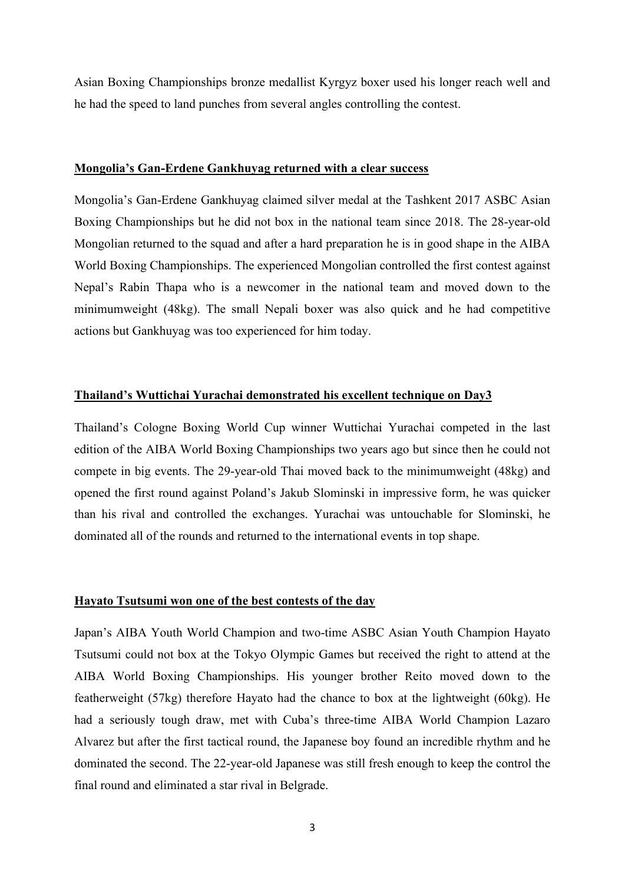Asian Boxing Championships bronze medallist Kyrgyz boxer used his longer reach well and he had the speed to land punches from several angles controlling the contest.

**Mongolia's Gan-Erdene Gankhuyag returned with a clear success**

Mongolia's Gan-Erdene Gankhuyag claimed silver medal at the Tashkent 2017 ASBC Asian Boxing Championships but he did not box in the national team since 2018. The 28-year-old Mongolian returned to the squad and after a hard preparation he is in good shape in the AIBA World Boxing Championships. The experienced Mongolian controlled the first contest against Nepal's Rabin Thapa who is a newcomer in the national team and moved down to the minimumweight (48kg). The small Nepali boxer was also quick and he had competitive actions but Gankhuyag was too experienced for him today.

**Thailand's Wuttichai Yurachai demonstrated his excellent technique on Day3**

Thailand's Cologne Boxing World Cup winner Wuttichai Yurachai competed in the last edition of the AIBA World Boxing Championships two years ago but since then he could not compete in big events. The 29-year-old Thai moved back to the minimumweight (48kg) and opened the first round against Poland's Jakub Slominski in impressive form, he was quicker than his rival and controlled the exchanges. Yurachai was untouchable for Slominski, he dominated all of the rounds and returned to the international events in top shape.

**Hayato Tsutsumi won one of the best contests of the day**

Japan's AIBA Youth World Champion and two-time ASBC Asian Youth Champion Hayato Tsutsumi could not box at the Tokyo Olympic Games but received the right to attend at the AIBA World Boxing Championships. His younger brother Reito moved down to the featherweight (57kg) therefore Hayato had the chance to box at the lightweight (60kg). He had a seriously tough draw, met with Cuba's three-time AIBA World Champion Lazaro Alvarez but after the first tactical round, the Japanese boy found an incredible rhythm and he dominated the second. The 22-year-old Japanese was still fresh enough to keep the control the final round and eliminated a star rival in Belgrade.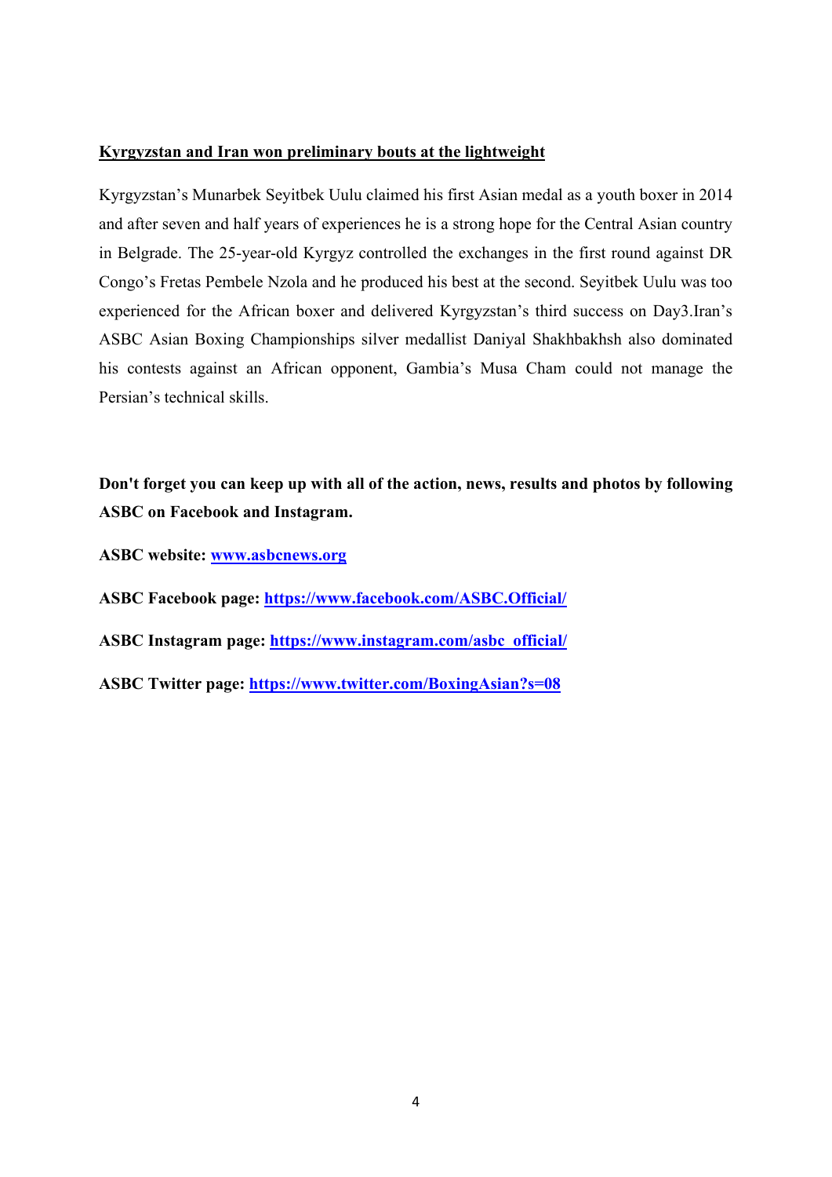**Kyrgyzstan and Iran won preliminary bouts at the lightweight**

Kyrgyzstan's Munarbek Seyitbek Uulu claimed his first Asian medal as a youth boxer in 2014 and after seven and half years of experiences he is a strong hope for the Central Asian country in Belgrade. The 25-year-old Kyrgyz controlled the exchanges in the first round against DR Congo's Fretas Pembele Nzola and he produced his best at the second. Seyitbek Uulu was too experienced for the African boxer and delivered Kyrgyzstan's third success on Day3.Iran's ASBC Asian Boxing Championships silver medallist Daniyal Shakhbakhsh also dominated his contests against an African opponent, Gambia's Musa Cham could not manage the Persian's technical skills.

**Don't forget you can keep up with all of the action, news, results and photos by following ASBC on Facebook and Instagram.**

**ASBC website: [www.asbcnews.org](http://www.asbcnews.org)**

**ASBC Facebook page: [https://www.facebook.com/ASBC.Official/](https://www.facebook.com/ASBC.Official/)**

**ASBC Instagram page: [https://www.instagram.com/asbc_official/](https://www.instagram.com/asbc_official/)**

**ASBC Twitter page: [https://www.twitter.com/BoxingAsian?s=08](https://www.twitter.com/BoxingAsian?s=08)**